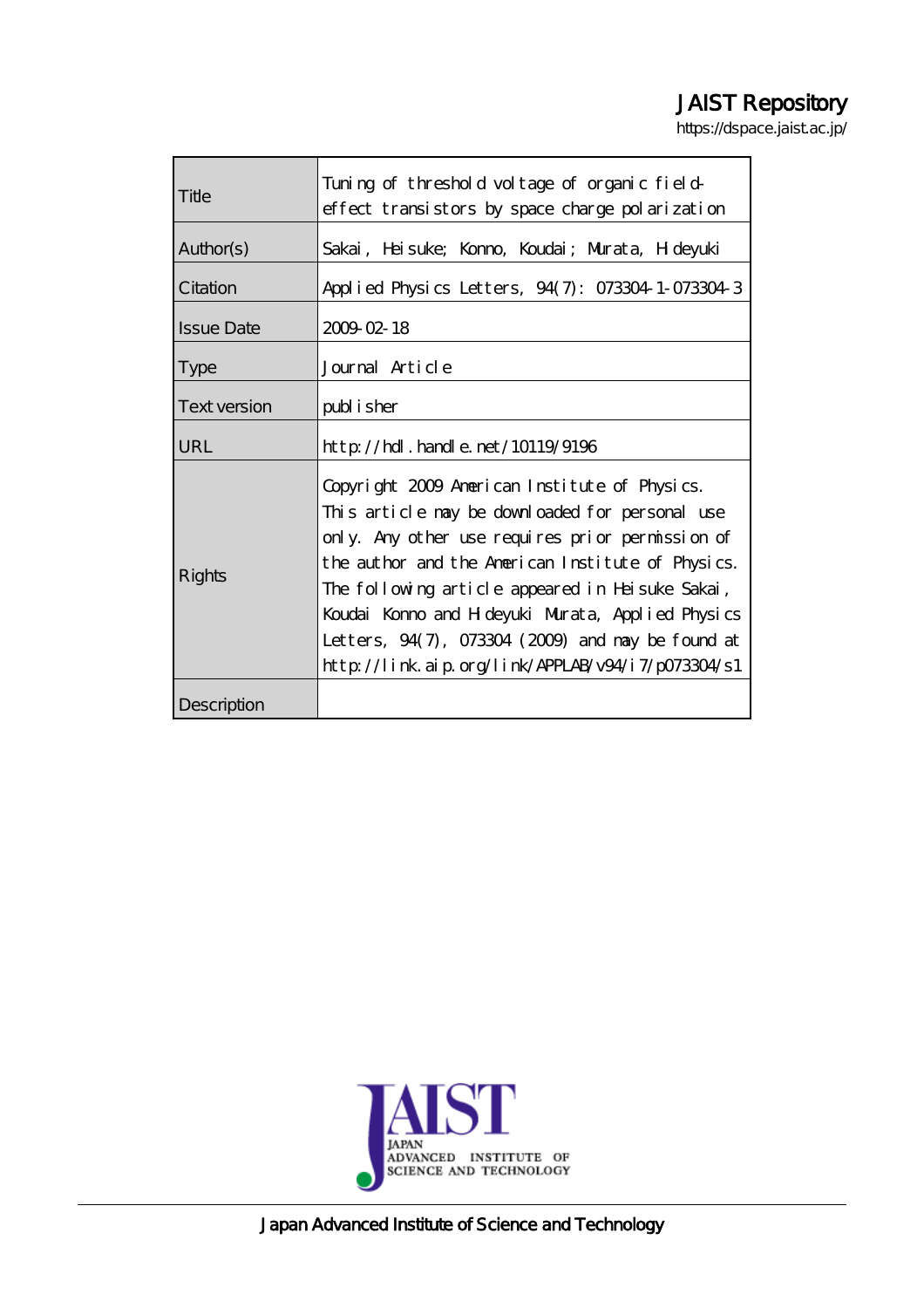# JAIST Repository

https://dspace.jaist.ac.jp/

| | |
|---|---|
| Title | Tuning of threshold voltage of organic field-effect transistors by space charge polarization |
| Author(s) | Sakai, Heisuke; Konno, Koudai; Murata, Hideyuki |
| Citation | Applied Physics Letters, 94(7): 073304-1-073304-3 |
| Issue Date | 2009-02-18 |
| Type | Journal Article |
| Text version | publisher |
| URL | http://hdl.handle.net/10119/9196 |
| Rights | Copyright 2009 American Institute of Physics. This article may be downloaded for personal use only. Any other use requires prior permission of the author and the American Institute of Physics. The following article appeared in Heisuke Sakai, Koudai Konno and Hideyuki Murata, Applied Physics Letters, 94(7), 073304 (2009) and may be found at http://link.aip.org/link/APPLAB/v94/i7/p073304/s1 |
| Description | |

JAIST JAPAN ADVANCED INSTITUTE OF SCIENCE AND TECHNOLOGY

Japan Advanced Institute of Science and Technology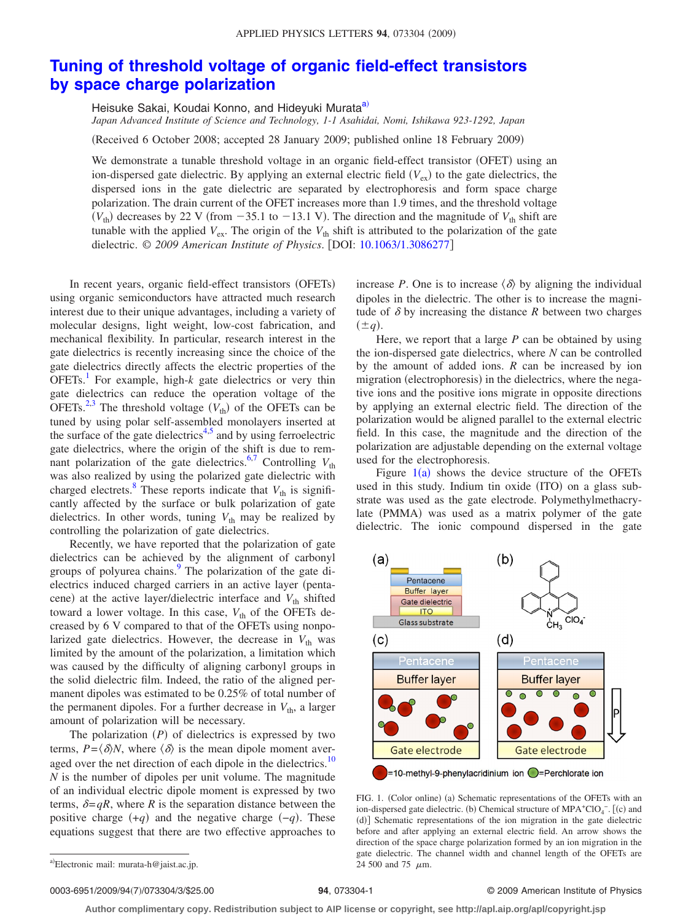# Tuning of threshold voltage of organic field-effect transistors by space charge polarization

Heisuke Sakai, Koudai Konno, and Hideyuki Murata[a]

*Japan Advanced Institute of Science and Technology, 1-1 Asahidai, Nomi, Ishikawa 923-1292, Japan*

(Received 6 October 2008; accepted 28 January 2009; published online 18 February 2009)

We demonstrate a tunable threshold voltage in an organic field-effect transistor (OFET) using an ion-dispersed gate dielectric. By applying an external electric field ($V_{ex}$) to the gate dielectrics, the dispersed ions in the gate dielectric are separated by electrophoresis and form space charge polarization. The drain current of the OFET increases more than 1.9 times, and the threshold voltage ($V_{th}$) decreases by 22 V (from −35.1 to −13.1 V). The direction and the magnitude of $V_{th}$ shift are tunable with the applied $V_{ex}$. The origin of the $V_{th}$ shift is attributed to the polarization of the gate dielectric. © *2009 American Institute of Physics*. [DOI: 10.1063/1.3086277]

In recent years, organic field-effect transistors (OFETs) using organic semiconductors have attracted much research interest due to their unique advantages, including a variety of molecular designs, light weight, low-cost fabrication, and mechanical flexibility. In particular, research interest in the gate dielectrics is recently increasing since the choice of the gate dielectrics directly affects the electric properties of the OFETs.[1] For example, high-*k* gate dielectrics or very thin gate dielectrics can reduce the operation voltage of the OFETs.[2,3] The threshold voltage ($V_{th}$) of the OFETs can be tuned by using polar self-assembled monolayers inserted at the surface of the gate dielectrics[4,5] and by using ferroelectric gate dielectrics, where the origin of the shift is due to remnant polarization of the gate dielectrics.[6,7] Controlling $V_{th}$ was also realized by using the polarized gate dielectric with charged electrets.[8] These reports indicate that $V_{th}$ is significantly affected by the surface or bulk polarization of gate dielectrics. In other words, tuning $V_{th}$ may be realized by controlling the polarization of gate dielectrics.

Recently, we have reported that the polarization of gate dielectrics can be achieved by the alignment of carbonyl groups of polyurea chains.[9] The polarization of the gate dielectrics induced charged carriers in an active layer (pentacene) at the active layer/dielectric interface and $V_{th}$ shifted toward a lower voltage. In this case, $V_{th}$ of the OFETs decreased by 6 V compared to that of the OFETs using nonpolarized gate dielectrics. However, the decrease in $V_{th}$ was limited by the amount of the polarization, a limitation which was caused by the difficulty of aligning carbonyl groups in the solid dielectric film. Indeed, the ratio of the aligned permanent dipoles was estimated to be 0.25% of total number of the permanent dipoles. For a further decrease in $V_{th}$, a larger amount of polarization will be necessary.

The polarization ($P$) of dielectrics is expressed by two terms, $P=\langle\delta\rangle N$, where $\langle\delta\rangle$ is the mean dipole moment averaged over the net direction of each dipole in the dielectrics.[10] $N$ is the number of dipoles per unit volume. The magnitude of an individual electric dipole moment is expressed by two terms, $\delta=qR$, where $R$ is the separation distance between the positive charge ($+q$) and the negative charge ($-q$). These equations suggest that there are two effective approaches to increase $P$. One is to increase $\langle\delta\rangle$ by aligning the individual dipoles in the dielectric. The other is to increase the magnitude of $\delta$ by increasing the distance $R$ between two charges ($\pm q$).

Here, we report that a large $P$ can be obtained by using the ion-dispersed gate dielectrics, where $N$ can be controlled by the amount of added ions. $R$ can be increased by ion migration (electrophoresis) in the dielectrics, where the negative ions and the positive ions migrate in opposite directions by applying an external electric field. The direction of the polarization would be aligned parallel to the external electric field. In this case, the magnitude and the direction of the polarization are adjustable depending on the external voltage used for the electrophoresis.

Figure 1(a) shows the device structure of the OFETs used in this study. Indium tin oxide (ITO) on a glass substrate was used as the gate electrode. Polymethylmethacrylate (PMMA) was used as a matrix polymer of the gate dielectric. The ionic compound dispersed in the gate

(a) Pentacene, Buffer layer, Gate dielectric, ITO, Glass substrate
(b) $ClO_4^-$, $CH_3$
(c) Pentacene, Buffer layer, Gate electrode
(d) Pentacene, Buffer layer, Gate electrode, P
=10-methyl-9-phenylacridinium ion =Perchlorate ion

FIG. 1. (Color online) (a) Schematic representations of the OFETs with an ion-dispersed gate dielectric. (b) Chemical structure of $MPA^+ClO_4^-$. [(c) and (d)] Schematic representations of the ion migration in the gate dielectric before and after applying an external electric field. An arrow shows the direction of the space charge polarization formed by an ion migration in the gate dielectric. The channel width and channel length of the OFETs are 24 500 and 75 $\mu$m.

[a] Electronic mail: murata-h@jaist.ac.jp.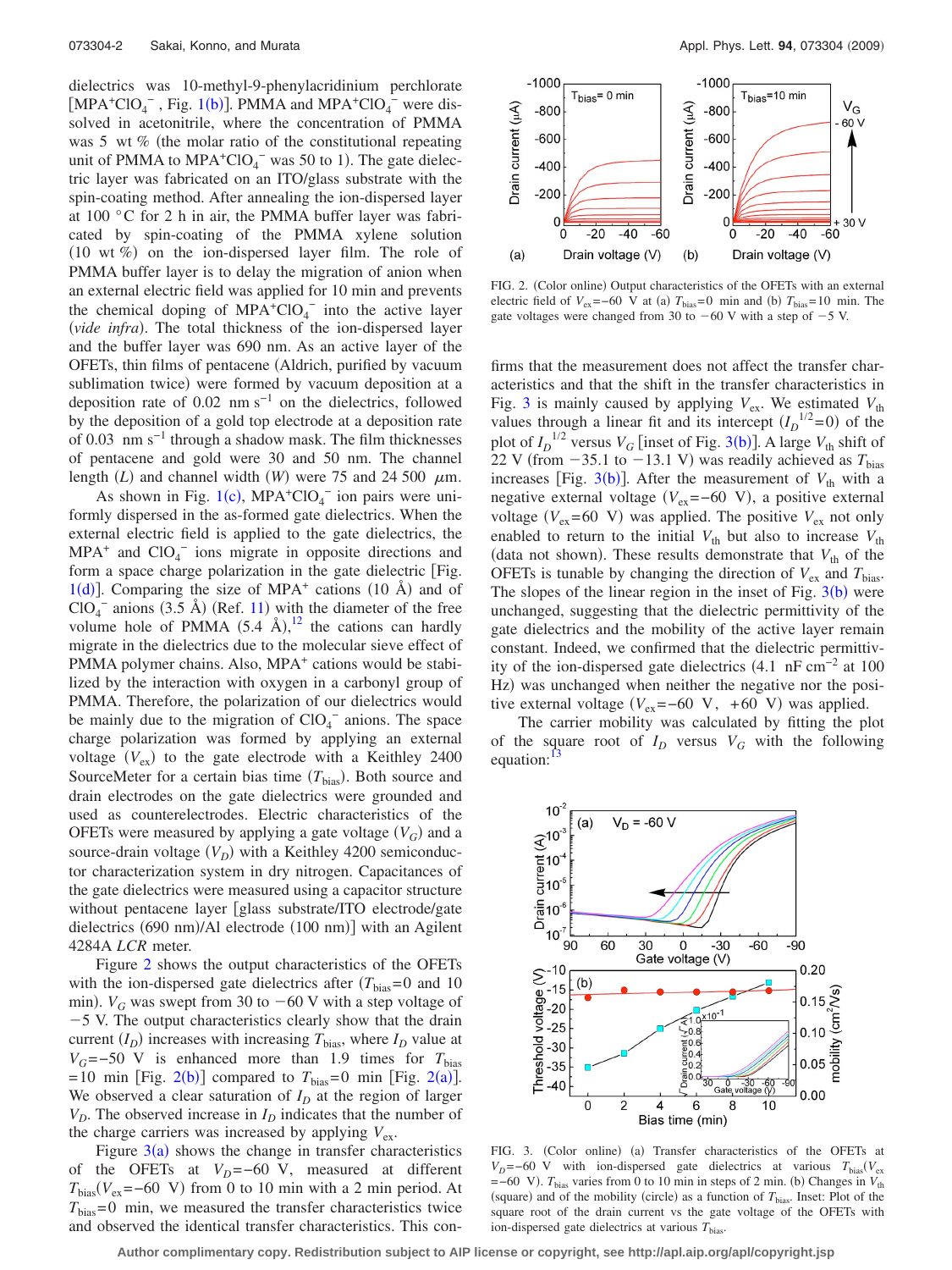dielectrics was 10-methyl-9-phenylacridinium perchlorate [$MPA^+ClO_4^-$, Fig. 1(b)]. PMMA and $MPA^+ClO_4^-$ were dissolved in acetonitrile, where the concentration of PMMA was 5 wt % (the molar ratio of the constitutional repeating unit of PMMA to $MPA^+ClO_4^-$ was 50 to 1). The gate dielectric layer was fabricated on an ITO/glass substrate with the spin-coating method. After annealing the ion-dispersed layer at 100 °C for 2 h in air, the PMMA buffer layer was fabricated by spin-coating of the PMMA xylene solution (10 wt %) on the ion-dispersed layer film. The role of PMMA buffer layer is to delay the migration of anion when an external electric field was applied for 10 min and prevents the chemical doping of $MPA^+ClO_4^-$ into the active layer (*vide infra*). The total thickness of the ion-dispersed layer and the buffer layer was 690 nm. As an active layer of the OFETs, thin films of pentacene (Aldrich, purified by vacuum sublimation twice) were formed by vacuum deposition at a deposition rate of 0.02 nm $s^{-1}$ on the dielectrics, followed by the deposition of a gold top electrode at a deposition rate of 0.03 nm $s^{-1}$ through a shadow mask. The film thicknesses of pentacene and gold were 30 and 50 nm. The channel length ($L$) and channel width ($W$) were 75 and 24 500 $\mu$m.

As shown in Fig. 1(c), $MPA^+ClO_4^-$ ion pairs were uniformly dispersed in the as-formed gate dielectrics. When the external electric field is applied to the gate dielectrics, the $MPA^+$ and $ClO_4^-$ ions migrate in opposite directions and form a space charge polarization in the gate dielectric [Fig. 1(d)]. Comparing the size of $MPA^+$ cations (10 Å) and of $ClO_4^-$ anions (3.5 Å) (Ref. 11) with the diameter of the free volume hole of PMMA (5.4 Å),[12] the cations can hardly migrate in the dielectrics due to the molecular sieve effect of PMMA polymer chains. Also, $MPA^+$ cations would be stabilized by the interaction with oxygen in a carbonyl group of PMMA. Therefore, the polarization of our dielectrics would be mainly due to the migration of $ClO_4^-$ anions. The space charge polarization was formed by applying an external voltage ($V_{ex}$) to the gate electrode with a Keithley 2400 SourceMeter for a certain bias time ($T_{bias}$). Both source and drain electrodes on the gate dielectrics were grounded and used as counterelectrodes. Electric characteristics of the OFETs were measured by applying a gate voltage ($V_G$) and a source-drain voltage ($V_D$) with a Keithley 4200 semiconductor characterization system in dry nitrogen. Capacitances of the gate dielectrics were measured using a capacitor structure without pentacene layer [glass substrate/ITO electrode/gate dielectrics (690 nm)/Al electrode (100 nm)] with an Agilent 4284A *LCR* meter.

Figure 2 shows the output characteristics of the OFETs with the ion-dispersed gate dielectrics after ($T_{bias}$=0 and 10 min). $V_G$ was swept from 30 to −60 V with a step voltage of −5 V. The output characteristics clearly show that the drain current ($I_D$) increases with increasing $T_{bias}$, where $I_D$ value at $V_G$=−50 V is enhanced more than 1.9 times for $T_{bias}$=10 min [Fig. 2(b)] compared to $T_{bias}$=0 min [Fig. 2(a)]. We observed a clear saturation of $I_D$ at the region of larger $V_D$. The observed increase in $I_D$ indicates that the number of the charge carriers was increased by applying $V_{ex}$.

Figure 3(a) shows the change in transfer characteristics of the OFETs at $V_D$=−60 V, measured at different $T_{bias}$($V_{ex}$=−60 V) from 0 to 10 min with a 2 min period. At $T_{bias}$=0 min, we measured the transfer characteristics twice and observed the identical transfer characteristics. This confirms that the measurement does not affect the transfer characteristics and that the shift in the transfer characteristics in Fig. 3 is mainly caused by applying $V_{ex}$. We estimated $V_{th}$ values through a linear fit and its intercept ($I_D^{1/2}$=0) of the plot of $I_D^{1/2}$ versus $V_G$ [inset of Fig. 3(b)]. A large $V_{th}$ shift of 22 V (from −35.1 to −13.1 V) was readily achieved as $T_{bias}$ increases [Fig. 3(b)]. After the measurement of $V_{th}$ with a negative external voltage ($V_{ex}$=−60 V), a positive external voltage ($V_{ex}$=60 V) was applied. The positive $V_{ex}$ not only enabled to return to the initial $V_{th}$ but also to increase $V_{th}$ (data not shown). These results demonstrate that $V_{th}$ of the OFETs is tunable by changing the direction of $V_{ex}$ and $T_{bias}$. The slopes of the linear region in the inset of Fig. 3(b) were unchanged, suggesting that the dielectric permittivity of the gate dielectrics and the mobility of the active layer remain constant. Indeed, we confirmed that the dielectric permittivity of the ion-dispersed gate dielectrics (4.1 nF $cm^{-2}$ at 100 Hz) was unchanged when neither the negative nor the positive external voltage ($V_{ex}$=−60 V, +60 V) was applied.

The carrier mobility was calculated by fitting the plot of the square root of $I_D$ versus $V_G$ with the following equation:[13]

-1000
Drain current (μA)
-800
-600
-400
-200
0
$T_{bias}$= 0 min
0 -20 -40 -60
(a) Drain voltage (V)
-1000
-800
-600
-400
-200
0
$T_{bias}$=10 min
$V_G$
- 60 V
+ 30 V
0 -20 -40 -60
(b) Drain voltage (V)

FIG. 2. (Color online) Output characteristics of the OFETs with an external electric field of $V_{ex}$=−60 V at (a) $T_{bias}$=0 min and (b) $T_{bias}$=10 min. The gate voltages were changed from 30 to −60 V with a step of −5 V.

(a) $V_D$ = -60 V
Drain current (A)
$10^{-2}$ $10^{-3}$ $10^{-4}$ $10^{-5}$ $10^{-6}$ $10^{-7}$
90 60 30 0 -30 -60 -90
Gate voltage (V)
(b)
Threshold voltage (V)
-10 -15 -20 -25 -30 -35 -40
mobility (cm²/Vs)
0.20 0.15 0.10 0.05 0.00
0 2 4 6 8 10
Bias time (min)
x10⁻¹
√Drain current (√A)
1.0 0.8 0.6 0.4 0.2 0.0
30 0 -30 -60 -90
Gate voltage (V)

FIG. 3. (Color online) (a) Transfer characteristics of the OFETs at $V_D$=−60 V with ion-dispersed gate dielectrics at various $T_{bias}$($V_{ex}$=−60 V). $T_{bias}$ varies from 0 to 10 min in steps of 2 min. (b) Changes in $V_{th}$ (square) and of the mobility (circle) as a function of $T_{bias}$. Inset: Plot of the square root of the drain current vs the gate voltage of the OFETs with ion-dispersed gate dielectrics at various $T_{bias}$.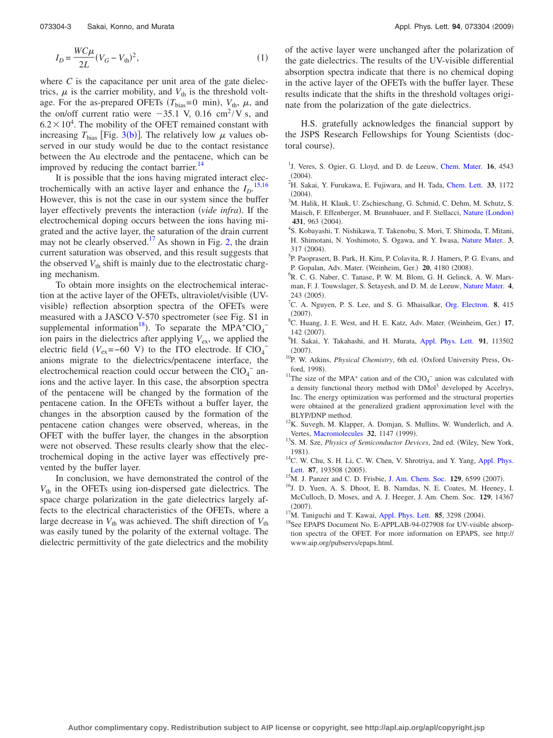$$I_D = \frac{WC\mu}{2L}(V_G - V_{th})^2, \quad (1)$$

where $C$ is the capacitance per unit area of the gate dielectrics, $\mu$ is the carrier mobility, and $V_{th}$ is the threshold voltage. For the as-prepared OFETs ($T_{bias}=0$ min), $V_{th}$, $\mu$, and the on/off current ratio were $-35.1$ V, 0.16 $cm^2/V$ s, and $6.2\times10^4$. The mobility of the OFET remained constant with increasing $T_{bias}$ [Fig. 3(b)]. The relatively low $\mu$ values observed in our study would be due to the contact resistance between the Au electrode and the pentacene, which can be improved by reducing the contact barrier.[14]

It is possible that the ions having migrated interact electrochemically with an active layer and enhance the $I_D$.[15,16] However, this is not the case in our system since the buffer layer effectively prevents the interaction (*vide infra*). If the electrochemical doping occurs between the ions having migrated and the active layer, the saturation of the drain current may not be clearly observed.[17] As shown in Fig. 2, the drain current saturation was observed, and this result suggests that the observed $V_{th}$ shift is mainly due to the electrostatic charging mechanism.

To obtain more insights on the electrochemical interaction at the active layer of the OFETs, ultraviolet/visible (UV-visible) reflection absorption spectra of the OFETs were measured with a JASCO V-570 spectrometer (see Fig. S1 in supplemental information[18]). To separate the $MPA^+ClO_4^-$ ion pairs in the dielectrics after applying $V_{ex}$, we applied the electric field ($V_{ex}=-60$ V) to the ITO electrode. If $ClO_4^-$ anions migrate to the dielectrics/pentacene interface, the electrochemical reaction could occur between the $ClO_4^-$ anions and the active layer. In this case, the absorption spectra of the pentacene will be changed by the formation of the pentacene cation. In the OFETs without a buffer layer, the changes in the absorption caused by the formation of the pentacene cation changes were observed, whereas, in the OFET with the buffer layer, the changes in the absorption were not observed. These results clearly show that the electrochemical doping in the active layer was effectively prevented by the buffer layer.

In conclusion, we have demonstrated the control of the $V_{th}$ in the OFETs using ion-dispersed gate dielectrics. The space charge polarization in the gate dielectrics largely affects to the electrical characteristics of the OFETs, where a large decrease in $V_{th}$ was achieved. The shift direction of $V_{th}$ was easily tuned by the polarity of the external voltage. The dielectric permittivity of the gate dielectrics and the mobility of the active layer were unchanged after the polarization of the gate dielectrics. The results of the UV-visible differential absorption spectra indicate that there is no chemical doping in the active layer of the OFETs with the buffer layer. These results indicate that the shifts in the threshold voltages originate from the polarization of the gate dielectrics.

H.S. gratefully acknowledges the financial support by the JSPS Research Fellowships for Young Scientists (doctoral course).

[1] J. Veres, S. Ogier, G. Lloyd, and D. de Leeuw, Chem. Mater. **16**, 4543 (2004).

[2] H. Sakai, Y. Furukawa, E. Fujiwara, and H. Tada, Chem. Lett. **33**, 1172 (2004).

[3] M. Halik, H. Klauk, U. Zschieschang, G. Schmid, C. Dehm, M. Schutz, S. Maisch, F. Effenberger, M. Brunnbauer, and F. Stellacci, Nature (London) **431**, 963 (2004).

[4] S. Kobayashi, T. Nishikawa, T. Takenobu, S. Mori, T. Shimoda, T. Mitani, H. Shimotani, N. Yoshimoto, S. Ogawa, and Y. Iwasa, Nature Mater. **3**, 317 (2004).

[5] P. Paoprasert, B. Park, H. Kim, P. Colavita, R. J. Hamers, P. G. Evans, and P. Gopalan, Adv. Mater. (Weinheim, Ger.) **20**, 4180 (2008).

[6] R. C. G. Naber, C. Tanase, P. W. M. Blom, G. H. Gelinck, A. W. Marsman, F. J. Touwslager, S. Setayesh, and D. M. de Leeuw, Nature Mater. **4**, 243 (2005).

[7] C. A. Nguyen, P. S. Lee, and S. G. Mhaisalkar, Org. Electron. **8**, 415 (2007).

[8] C. Huang, J. E. West, and H. E. Katz, Adv. Mater. (Weinheim, Ger.) **17**, 142 (2007).

[9] H. Sakai, Y. Takahashi, and H. Murata, Appl. Phys. Lett. **91**, 113502 (2007).

[10] P. W. Atkins, *Physical Chemistry*, 6th ed. (Oxford University Press, Oxford, 1998).

[11] The size of the $MPA^+$ cation and of the $ClO_4^-$ anion was calculated with a density functional theory method with $DMol^3$ developed by Accelrys, Inc. The energy optimization was performed and the structural properties were obtained at the generalized gradient approximation level with the BLYP/DNP method.

[12] K. Suvegh, M. Klapper, A. Domjan, S. Mullins, W. Wunderlich, and A. Vertes, Macromolecules **32**, 1147 (1999).

[13] S. M. Sze, *Physics of Semiconductor Devices*, 2nd ed. (Wiley, New York, 1981).

[14] C. W. Chu, S. H. Li, C. W. Chen, V. Shrotriya, and Y. Yang, Appl. Phys. Lett. **87**, 193508 (2005).

[15] M. J. Panzer and C. D. Frisbie, J. Am. Chem. Soc. **129**, 6599 (2007).

[16] J. D. Yuen, A. S. Dhoot, E. B. Namdas, N. E. Coates, M. Heeney, I. McCulloch, D. Moses, and A. J. Heeger, J. Am. Chem. Soc. **129**, 14367 (2007).

[17] M. Taniguchi and T. Kawai, Appl. Phys. Lett. **85**, 3298 (2004).

[18] See EPAPS Document No. E-APPLAB-94-027908 for UV-visible absorption spectra of the OFET. For more information on EPAPS, see http://www.aip.org/pubservs/epaps.html.